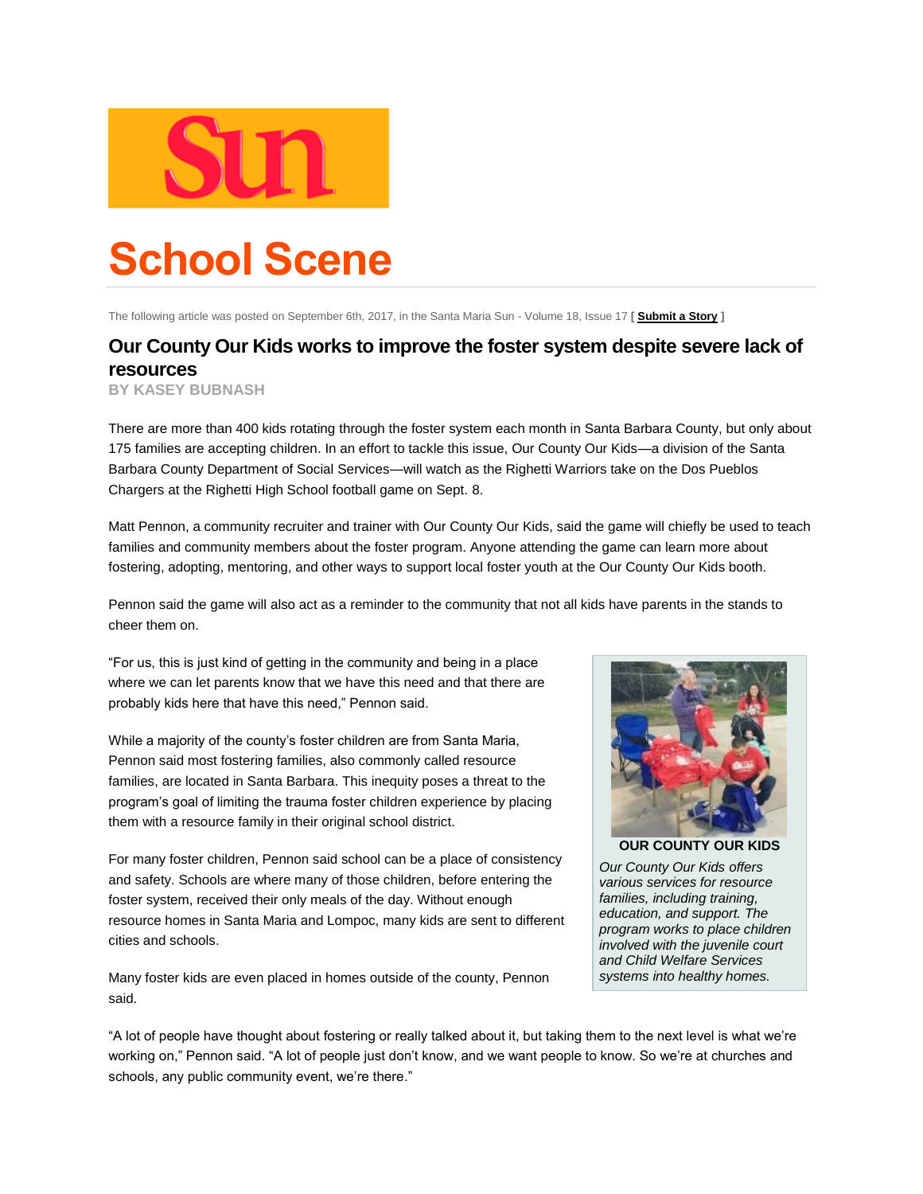# Sun

# School Scene

The following article was posted on September 6th, 2017, in the Santa Maria Sun - Volume 18, Issue 17 [ **Submit a Story** ]

## Our County Our Kids works to improve the foster system despite severe lack of resources

**BY KASEY BUBNASH**

There are more than 400 kids rotating through the foster system each month in Santa Barbara County, but only about 175 families are accepting children. In an effort to tackle this issue, Our County Our Kids—a division of the Santa Barbara County Department of Social Services—will watch as the Righetti Warriors take on the Dos Pueblos Chargers at the Righetti High School football game on Sept. 8.

Matt Pennon, a community recruiter and trainer with Our County Our Kids, said the game will chiefly be used to teach families and community members about the foster program. Anyone attending the game can learn more about fostering, adopting, mentoring, and other ways to support local foster youth at the Our County Our Kids booth.

Pennon said the game will also act as a reminder to the community that not all kids have parents in the stands to cheer them on.

"For us, this is just kind of getting in the community and being in a place where we can let parents know that we have this need and that there are probably kids here that have this need," Pennon said.

While a majority of the county's foster children are from Santa Maria, Pennon said most fostering families, also commonly called resource families, are located in Santa Barbara. This inequity poses a threat to the program's goal of limiting the trauma foster children experience by placing them with a resource family in their original school district.

For many foster children, Pennon said school can be a place of consistency and safety. Schools are where many of those children, before entering the foster system, received their only meals of the day. Without enough resource homes in Santa Maria and Lompoc, many kids are sent to different cities and schools.

Many foster kids are even placed in homes outside of the county, Pennon said.

**OUR COUNTY OUR KIDS**

*Our County Our Kids offers various services for resource families, including training, education, and support. The program works to place children involved with the juvenile court and Child Welfare Services systems into healthy homes.*

"A lot of people have thought about fostering or really talked about it, but taking them to the next level is what we're working on," Pennon said. "A lot of people just don't know, and we want people to know. So we're at churches and schools, any public community event, we're there."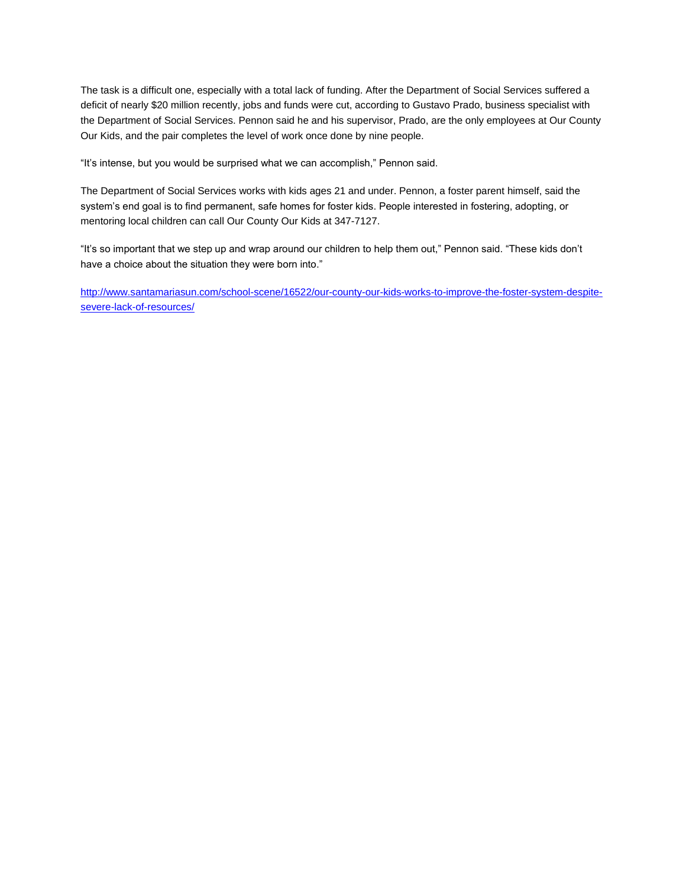The task is a difficult one, especially with a total lack of funding. After the Department of Social Services suffered a deficit of nearly $20 million recently, jobs and funds were cut, according to Gustavo Prado, business specialist with the Department of Social Services. Pennon said he and his supervisor, Prado, are the only employees at Our County Our Kids, and the pair completes the level of work once done by nine people.

“It's intense, but you would be surprised what we can accomplish,” Pennon said.

The Department of Social Services works with kids ages 21 and under. Pennon, a foster parent himself, said the system's end goal is to find permanent, safe homes for foster kids. People interested in fostering, adopting, or mentoring local children can call Our County Our Kids at 347-7127.

“It's so important that we step up and wrap around our children to help them out,” Pennon said. “These kids don't have a choice about the situation they were born into.”

http://www.santamariasun.com/school-scene/16522/our-county-our-kids-works-to-improve-the-foster-system-despite-severe-lack-of-resources/